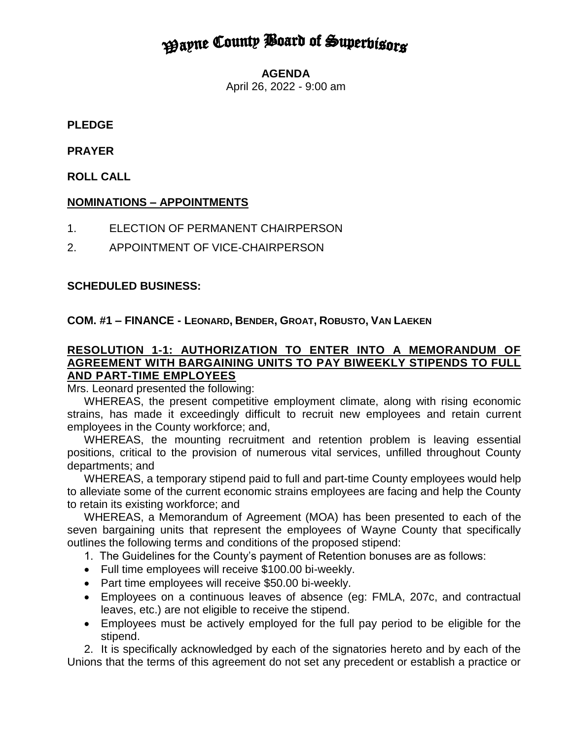# Wayne County Board of Supervisors

**AGENDA**

April 26, 2022 - 9:00 am

**PLEDGE**

**PRAYER**

**ROLL CALL**

## NOMINATIONS – APPOINTMENTS

1. ELECTION OF PERMANENT CHAIRPERSON
2. APPOINTMENT OF VICE-CHAIRPERSON

**SCHEDULED BUSINESS:**

**COM. #1 – FINANCE - LEONARD, BENDER, GROAT, ROBUSTO, VAN LAEKEN**

### RESOLUTION 1-1: AUTHORIZATION TO ENTER INTO A MEMORANDUM OF AGREEMENT WITH BARGAINING UNITS TO PAY BIWEEKLY STIPENDS TO FULL AND PART-TIME EMPLOYEES

Mrs. Leonard presented the following:

WHEREAS, the present competitive employment climate, along with rising economic strains, has made it exceedingly difficult to recruit new employees and retain current employees in the County workforce; and,

WHEREAS, the mounting recruitment and retention problem is leaving essential positions, critical to the provision of numerous vital services, unfilled throughout County departments; and

WHEREAS, a temporary stipend paid to full and part-time County employees would help to alleviate some of the current economic strains employees are facing and help the County to retain its existing workforce; and

WHEREAS, a Memorandum of Agreement (MOA) has been presented to each of the seven bargaining units that represent the employees of Wayne County that specifically outlines the following terms and conditions of the proposed stipend:

1. The Guidelines for the County's payment of Retention bonuses are as follows:
   - Full time employees will receive $100.00 bi-weekly.
   - Part time employees will receive $50.00 bi-weekly.
   - Employees on a continuous leaves of absence (eg: FMLA, 207c, and contractual leaves, etc.) are not eligible to receive the stipend.
   - Employees must be actively employed for the full pay period to be eligible for the stipend.

2. It is specifically acknowledged by each of the signatories hereto and by each of the Unions that the terms of this agreement do not set any precedent or establish a practice or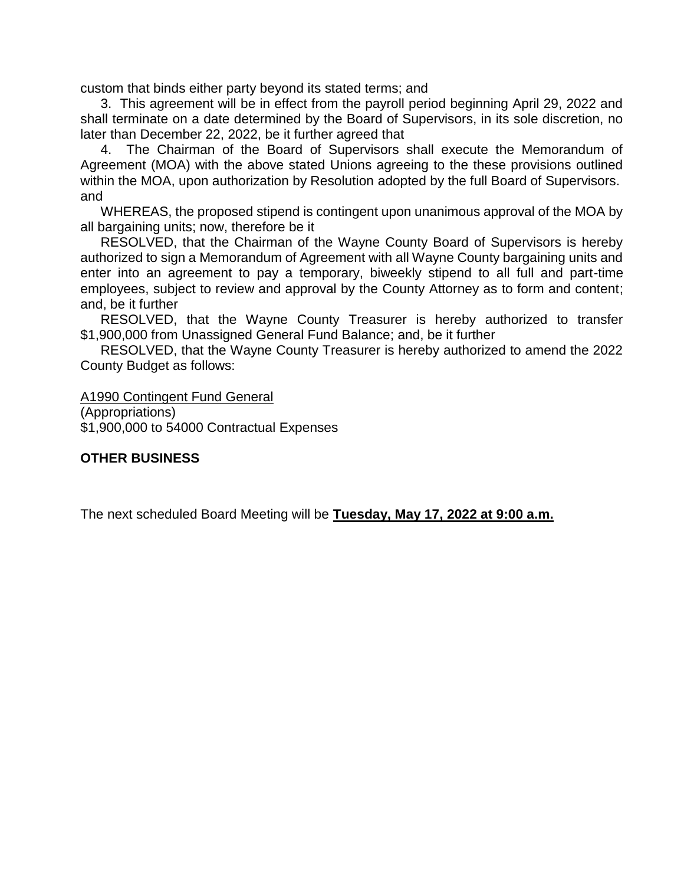custom that binds either party beyond its stated terms; and

3. This agreement will be in effect from the payroll period beginning April 29, 2022 and shall terminate on a date determined by the Board of Supervisors, in its sole discretion, no later than December 22, 2022, be it further agreed that

4. The Chairman of the Board of Supervisors shall execute the Memorandum of Agreement (MOA) with the above stated Unions agreeing to the these provisions outlined within the MOA, upon authorization by Resolution adopted by the full Board of Supervisors. and

WHEREAS, the proposed stipend is contingent upon unanimous approval of the MOA by all bargaining units; now, therefore be it

RESOLVED, that the Chairman of the Wayne County Board of Supervisors is hereby authorized to sign a Memorandum of Agreement with all Wayne County bargaining units and enter into an agreement to pay a temporary, biweekly stipend to all full and part-time employees, subject to review and approval by the County Attorney as to form and content; and, be it further

RESOLVED, that the Wayne County Treasurer is hereby authorized to transfer $1,900,000 from Unassigned General Fund Balance; and, be it further

RESOLVED, that the Wayne County Treasurer is hereby authorized to amend the 2022 County Budget as follows:

A1990 Contingent Fund General
(Appropriations)
$1,900,000 to 54000 Contractual Expenses

**OTHER BUSINESS**

The next scheduled Board Meeting will be **Tuesday, May 17, 2022 at 9:00 a.m.**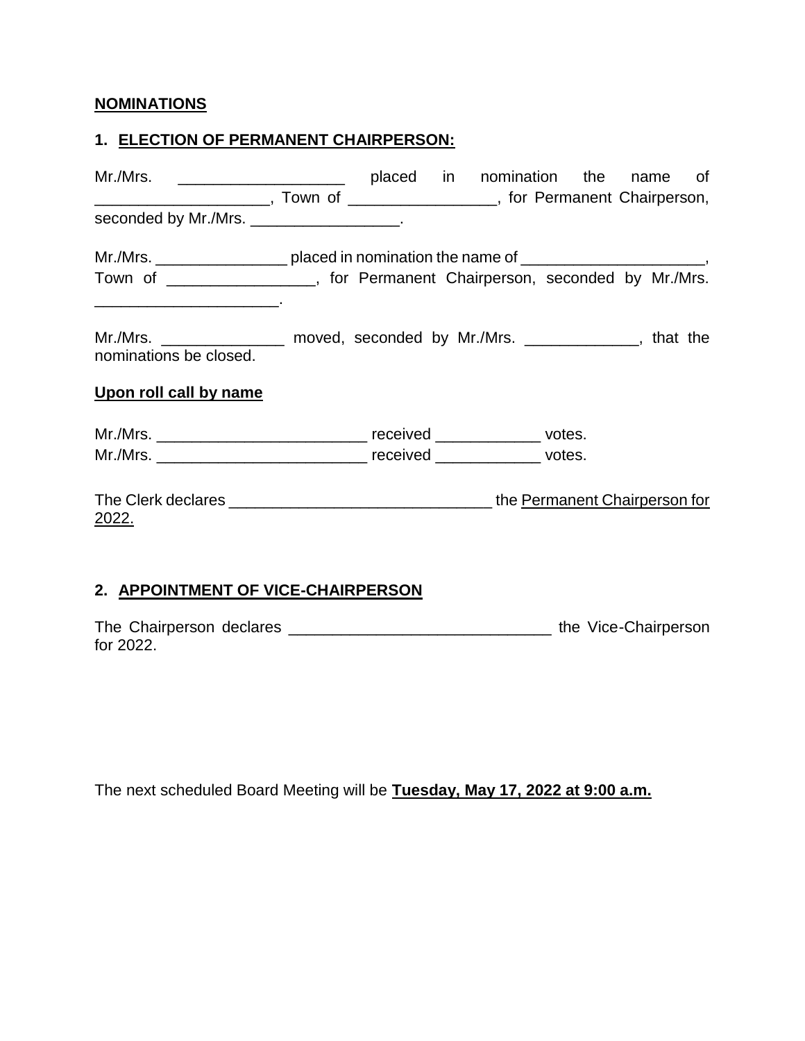**NOMINATIONS**

**1. ELECTION OF PERMANENT CHAIRPERSON:**

Mr./Mrs. ___________________ placed in nomination the name of ____________________, Town of _________________, for Permanent Chairperson, seconded by Mr./Mrs. _________________.

Mr./Mrs. _______________ placed in nomination the name of _____________________, Town of _________________, for Permanent Chairperson, seconded by Mr./Mrs. _____________________.

Mr./Mrs. ______________ moved, seconded by Mr./Mrs. _____________, that the nominations be closed.

**Upon roll call by name**

Mr./Mrs. ________________________ received ____________ votes.
Mr./Mrs. ________________________ received ____________ votes.

The Clerk declares ______________________________ the Permanent Chairperson for 2022.

**2. APPOINTMENT OF VICE-CHAIRPERSON**

The Chairperson declares ______________________________ the Vice-Chairperson for 2022.

The next scheduled Board Meeting will be **Tuesday, May 17, 2022 at 9:00 a.m.**